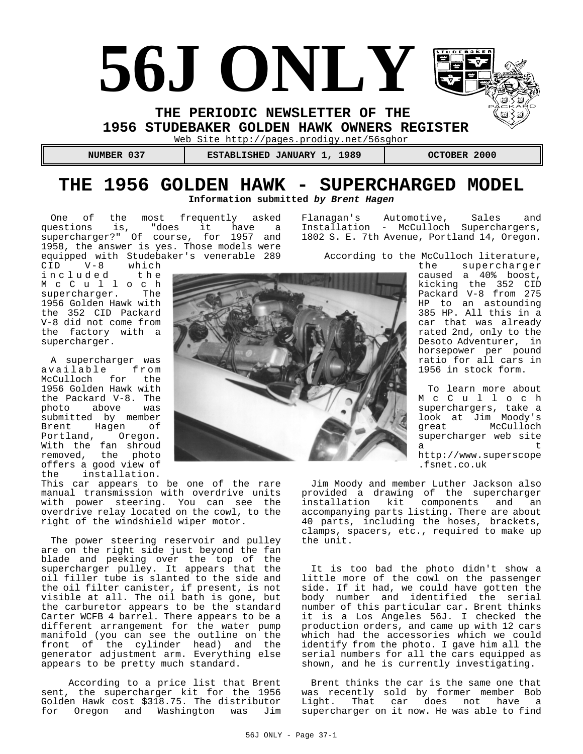# 56J ONLY

**THE PERIODIC NEWSLETTER OF THE**
**1956 STUDEBAKER GOLDEN HAWK OWNERS REGISTER**

Web Site http://pages.prodigy.net/56sghor

| NUMBER 037 | ESTABLISHED JANUARY 1, 1989 | OCTOBER 2000 |
| --- | --- | --- |

## THE 1956 GOLDEN HAWK - SUPERCHARGED MODEL

**Information submitted *by Brent Hagen***

One of the most frequently asked questions is, "does it have a supercharger?" Of course, for 1957 and 1958, the answer is yes. Those models were equipped with Studebaker's venerable 289 CID V-8 which included the McCulloch supercharger. The 1956 Golden Hawk with the 352 CID Packard V-8 did not come from the factory with a supercharger.

A supercharger was available from McCulloch for the 1956 Golden Hawk with the Packard V-8. The photo above was submitted by member Brent Hagen of Portland, Oregon. With the fan shroud removed, the photo offers a good view of the installation. This car appears to be one of the rare manual transmission with overdrive units with power steering. You can see the overdrive relay located on the cowl, to the right of the windshield wiper motor.

The power steering reservoir and pulley are on the right side just beyond the fan blade and peeking over the top of the supercharger pulley. It appears that the oil filler tube is slanted to the side and the oil filter canister, if present, is not visible at all. The oil bath is gone, but the carburetor appears to be the standard Carter WCFB 4 barrel. There appears to be a different arrangement for the water pump manifold (you can see the outline on the front of the cylinder head) and the generator adjustment arm. Everything else appears to be pretty much standard.

According to a price list that Brent sent, the supercharger kit for the 1956 Golden Hawk cost $318.75. The distributor for Oregon and Washington was Jim Flanagan's Automotive, Sales and Installation - McCulloch Superchargers, 1802 S. E. 7th Avenue, Portland 14, Oregon.

According to the McCulloch literature, the supercharger caused a 40% boost, kicking the 352 CID Packard V-8 from 275 HP to an astounding 385 HP. All this in a car that was already rated 2nd, only to the Desoto Adventurer, in horsepower per pound ratio for all cars in 1956 in stock form.

To learn more about McCulloch superchargers, take a look at Jim Moody's great McCulloch supercharger web site at http://www.superscope.fsnet.co.uk

Jim Moody and member Luther Jackson also provided a drawing of the supercharger installation kit components and an accompanying parts listing. There are about 40 parts, including the hoses, brackets, clamps, spacers, etc., required to make up the unit.

It is too bad the photo didn't show a little more of the cowl on the passenger side. If it had, we could have gotten the body number and identified the serial number of this particular car. Brent thinks it is a Los Angeles 56J. I checked the production orders, and came up with 12 cars which had the accessories which we could identify from the photo. I gave him all the serial numbers for all the cars equipped as shown, and he is currently investigating.

Brent thinks the car is the same one that was recently sold by former member Bob Light. That car does not have a supercharger on it now. He was able to find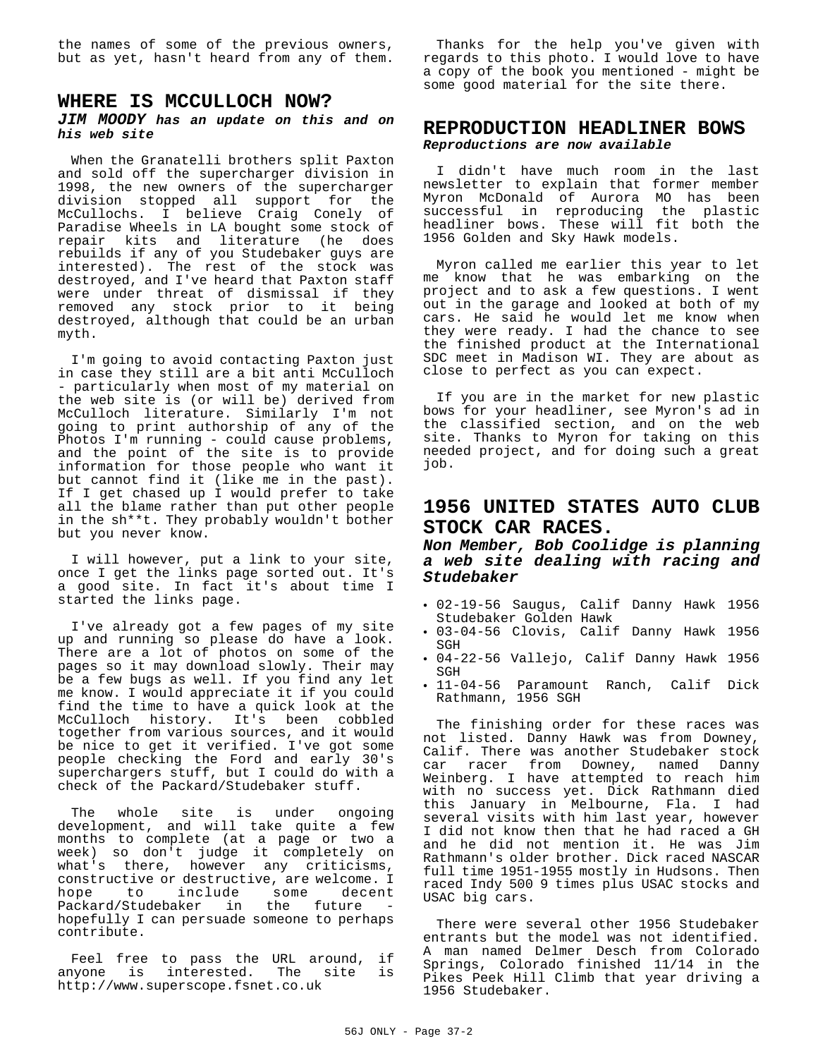the names of some of the previous owners, but as yet, hasn't heard from any of them.

## WHERE IS MCCULLOCH NOW?

***JIM MOODY** has an update on this and on his web site*

When the Granatelli brothers split Paxton and sold off the supercharger division in 1998, the new owners of the supercharger division stopped all support for the McCullochs. I believe Craig Conely of Paradise Wheels in LA bought some stock of repair kits and literature (he does rebuilds if any of you Studebaker guys are interested). The rest of the stock was destroyed, and I've heard that Paxton staff were under threat of dismissal if they removed any stock prior to it being destroyed, although that could be an urban myth.

I'm going to avoid contacting Paxton just in case they still are a bit anti McCulloch - particularly when most of my material on the web site is (or will be) derived from McCulloch literature. Similarly I'm not going to print authorship of any of the Photos I'm running - could cause problems, and the point of the site is to provide information for those people who want it but cannot find it (like me in the past). If I get chased up I would prefer to take all the blame rather than put other people in the sh**t. They probably wouldn't bother but you never know.

I will however, put a link to your site, once I get the links page sorted out. It's a good site. In fact it's about time I started the links page.

I've already got a few pages of my site up and running so please do have a look. There are a lot of photos on some of the pages so it may download slowly. Their may be a few bugs as well. If you find any let me know. I would appreciate it if you could find the time to have a quick look at the McCulloch history. It's been cobbled together from various sources, and it would be nice to get it verified. I've got some people checking the Ford and early 30's superchargers stuff, but I could do with a check of the Packard/Studebaker stuff.

The whole site is under ongoing development, and will take quite a few months to complete (at a page or two a week) so don't judge it completely on what's there, however any criticisms, constructive or destructive, are welcome. I hope to include some decent Packard/Studebaker in the future - hopefully I can persuade someone to perhaps contribute.

Feel free to pass the URL around, if anyone is interested. The site is http://www.superscope.fsnet.co.uk

Thanks for the help you've given with regards to this photo. I would love to have a copy of the book you mentioned - might be some good material for the site there.

## REPRODUCTION HEADLINER BOWS

***Reproductions are now available***

I didn't have much room in the last newsletter to explain that former member Myron McDonald of Aurora MO has been successful in reproducing the plastic headliner bows. These will fit both the 1956 Golden and Sky Hawk models.

Myron called me earlier this year to let me know that he was embarking on the project and to ask a few questions. I went out in the garage and looked at both of my cars. He said he would let me know when they were ready. I had the chance to see the finished product at the International SDC meet in Madison WI. They are about as close to perfect as you can expect.

If you are in the market for new plastic bows for your headliner, see Myron's ad in the classified section, and on the web site. Thanks to Myron for taking on this needed project, and for doing such a great job.

## 1956 UNITED STATES AUTO CLUB STOCK CAR RACES.

***Non Member, Bob Coolidge is planning a web site dealing with racing and Studebaker***

- 02-19-56 Saugus, Calif Danny Hawk 1956 Studebaker Golden Hawk
- 03-04-56 Clovis, Calif Danny Hawk 1956 SGH
- 04-22-56 Vallejo, Calif Danny Hawk 1956 SGH
- 11-04-56 Paramount Ranch, Calif Dick Rathmann, 1956 SGH

The finishing order for these races was not listed. Danny Hawk was from Downey, Calif. There was another Studebaker stock car racer from Downey, named Danny Weinberg. I have attempted to reach him with no success yet. Dick Rathmann died this January in Melbourne, Fla. I had several visits with him last year, however I did not know then that he had raced a GH and he did not mention it. He was Jim Rathmann's older brother. Dick raced NASCAR full time 1951-1955 mostly in Hudsons. Then raced Indy 500 9 times plus USAC stocks and USAC big cars.

There were several other 1956 Studebaker entrants but the model was not identified. A man named Delmer Desch from Colorado Springs, Colorado finished 11/14 in the Pikes Peek Hill Climb that year driving a 1956 Studebaker.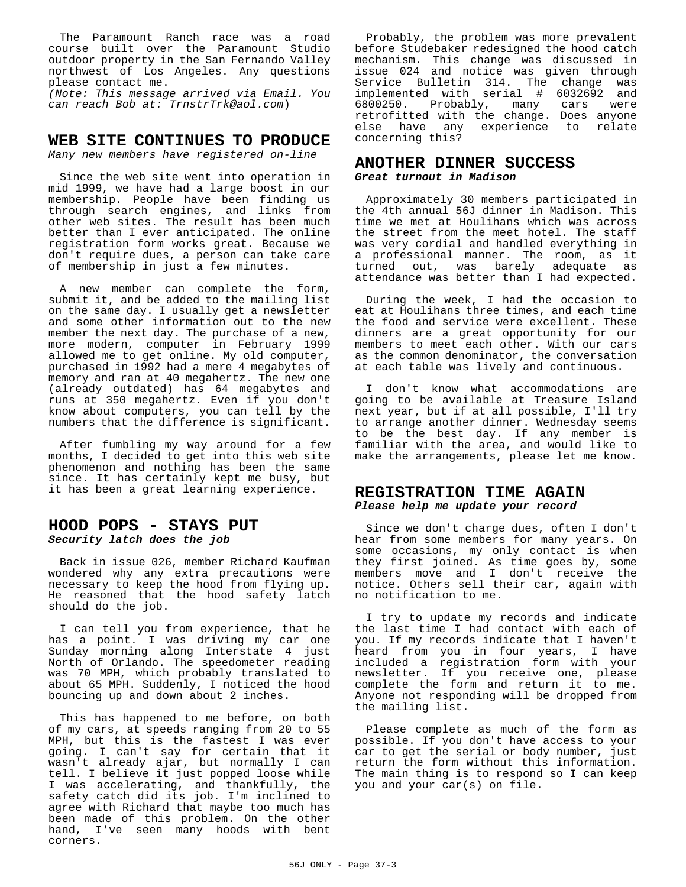The Paramount Ranch race was a road course built over the Paramount Studio outdoor property in the San Fernando Valley northwest of Los Angeles. Any questions please contact me.
*(Note: This message arrived via Email. You can reach Bob at: TrnstrTrk@aol.com)*

## WEB SITE CONTINUES TO PRODUCE

*Many new members have registered on-line*

Since the web site went into operation in mid 1999, we have had a large boost in our membership. People have been finding us through search engines, and links from other web sites. The result has been much better than I ever anticipated. The online registration form works great. Because we don't require dues, a person can take care of membership in just a few minutes.

A new member can complete the form, submit it, and be added to the mailing list on the same day. I usually get a newsletter and some other information out to the new member the next day. The purchase of a new, more modern, computer in February 1999 allowed me to get online. My old computer, purchased in 1992 had a mere 4 megabytes of memory and ran at 40 megahertz. The new one (already outdated) has 64 megabytes and runs at 350 megahertz. Even if you don't know about computers, you can tell by the numbers that the difference is significant.

After fumbling my way around for a few months, I decided to get into this web site phenomenon and nothing has been the same since. It has certainly kept me busy, but it has been a great learning experience.

## HOOD POPS - STAYS PUT

***Security latch does the job***

Back in issue 026, member Richard Kaufman wondered why any extra precautions were necessary to keep the hood from flying up. He reasoned that the hood safety latch should do the job.

I can tell you from experience, that he has a point. I was driving my car one Sunday morning along Interstate 4 just North of Orlando. The speedometer reading was 70 MPH, which probably translated to about 65 MPH. Suddenly, I noticed the hood bouncing up and down about 2 inches.

This has happened to me before, on both of my cars, at speeds ranging from 20 to 55 MPH, but this is the fastest I was ever going. I can't say for certain that it wasn't already ajar, but normally I can tell. I believe it just popped loose while I was accelerating, and thankfully, the safety catch did its job. I'm inclined to agree with Richard that maybe too much has been made of this problem. On the other hand, I've seen many hoods with bent corners.

Probably, the problem was more prevalent before Studebaker redesigned the hood catch mechanism. This change was discussed in issue 024 and notice was given through Service Bulletin 314. The change was implemented with serial # 6032692 and 6800250. Probably, many cars were retrofitted with the change. Does anyone else have any experience to relate concerning this?

## ANOTHER DINNER SUCCESS

***Great turnout in Madison***

Approximately 30 members participated in the 4th annual 56J dinner in Madison. This time we met at Houlihans which was across the street from the meet hotel. The staff was very cordial and handled everything in a professional manner. The room, as it turned out, was barely adequate as attendance was better than I had expected.

During the week, I had the occasion to eat at Houlihans three times, and each time the food and service were excellent. These dinners are a great opportunity for our members to meet each other. With our cars as the common denominator, the conversation at each table was lively and continuous.

I don't know what accommodations are going to be available at Treasure Island next year, but if at all possible, I'll try to arrange another dinner. Wednesday seems to be the best day. If any member is familiar with the area, and would like to make the arrangements, please let me know.

## REGISTRATION TIME AGAIN

***Please help me update your record***

Since we don't charge dues, often I don't hear from some members for many years. On some occasions, my only contact is when they first joined. As time goes by, some members move and I don't receive the notice. Others sell their car, again with no notification to me.

I try to update my records and indicate the last time I had contact with each of you. If my records indicate that I haven't heard from you in four years, I have included a registration form with your newsletter. If you receive one, please complete the form and return it to me. Anyone not responding will be dropped from the mailing list.

Please complete as much of the form as possible. If you don't have access to your car to get the serial or body number, just return the form without this information. The main thing is to respond so I can keep you and your car(s) on file.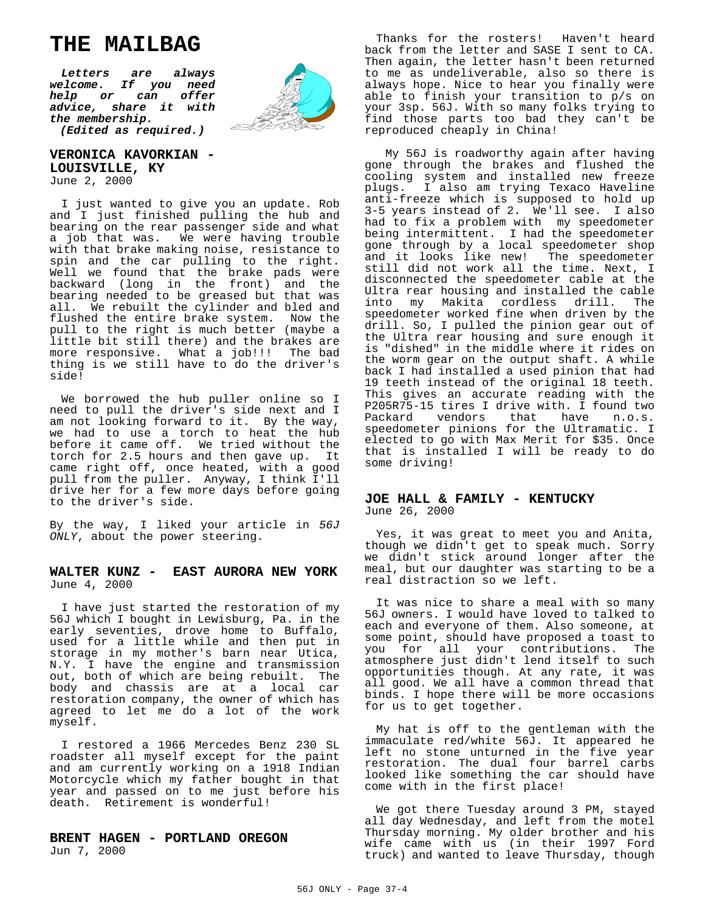# THE MAILBAG

***Letters are always welcome. If you need help or can offer advice, share it with the membership.***
***(Edited as required.)***

### VERONICA KAVORKIAN - LOUISVILLE, KY
June 2, 2000

I just wanted to give you an update. Rob and I just finished pulling the hub and bearing on the rear passenger side and what a job that was. We were having trouble with that brake making noise, resistance to spin and the car pulling to the right. Well we found that the brake pads were backward (long in the front) and the bearing needed to be greased but that was all. We rebuilt the cylinder and bled and flushed the entire brake system. Now the pull to the right is much better (maybe a little bit still there) and the brakes are more responsive. What a job!!! The bad thing is we still have to do the driver's side!

We borrowed the hub puller online so I need to pull the driver's side next and I am not looking forward to it. By the way, we had to use a torch to heat the hub before it came off. We tried without the torch for 2.5 hours and then gave up. It came right off, once heated, with a good pull from the puller. Anyway, I think I'll drive her for a few more days before going to the driver's side.

By the way, I liked your article in *56J ONLY*, about the power steering.

### WALTER KUNZ - EAST AURORA NEW YORK
June 4, 2000

I have just started the restoration of my 56J which I bought in Lewisburg, Pa. in the early seventies, drove home to Buffalo, used for a little while and then put in storage in my mother's barn near Utica, N.Y. I have the engine and transmission out, both of which are being rebuilt. The body and chassis are at a local car restoration company, the owner of which has agreed to let me do a lot of the work myself.

I restored a 1966 Mercedes Benz 230 SL roadster all myself except for the paint and am currently working on a 1918 Indian Motorcycle which my father bought in that year and passed on to me just before his death. Retirement is wonderful!

### BRENT HAGEN - PORTLAND OREGON
Jun 7, 2000

Thanks for the rosters! Haven't heard back from the letter and SASE I sent to CA. Then again, the letter hasn't been returned to me as undeliverable, also so there is always hope. Nice to hear you finally were able to finish your transition to p/s on your 3sp. 56J. With so many folks trying to find those parts too bad they can't be reproduced cheaply in China!

My 56J is roadworthy again after having gone through the brakes and flushed the cooling system and installed new freeze plugs. I also am trying Texaco Haveline anti-freeze which is supposed to hold up 3-5 years instead of 2. We'll see. I also had to fix a problem with my speedometer being intermittent. I had the speedometer gone through by a local speedometer shop and it looks like new! The speedometer still did not work all the time. Next, I disconnected the speedometer cable at the Ultra rear housing and installed the cable into my Makita cordless drill. The speedometer worked fine when driven by the drill. So, I pulled the pinion gear out of the Ultra rear housing and sure enough it is "dished" in the middle where it rides on the worm gear on the output shaft. A while back I had installed a used pinion that had 19 teeth instead of the original 18 teeth. This gives an accurate reading with the P205R75-15 tires I drive with. I found two Packard vendors that have n.o.s. speedometer pinions for the Ultramatic. I elected to go with Max Merit for $35. Once that is installed I will be ready to do some driving!

### JOE HALL & FAMILY - KENTUCKY
June 26, 2000

Yes, it was great to meet you and Anita, though we didn't get to speak much. Sorry we didn't stick around longer after the meal, but our daughter was starting to be a real distraction so we left.

It was nice to share a meal with so many 56J owners. I would have loved to talked to each and everyone of them. Also someone, at some point, should have proposed a toast to you for all your contributions. The atmosphere just didn't lend itself to such opportunities though. At any rate, it was all good. We all have a common thread that binds. I hope there will be more occasions for us to get together.

My hat is off to the gentleman with the immaculate red/white 56J. It appeared he left no stone unturned in the five year restoration. The dual four barrel carbs looked like something the car should have come with in the first place!

We got there Tuesday around 3 PM, stayed all day Wednesday, and left from the motel Thursday morning. My older brother and his wife came with us (in their 1997 Ford truck) and wanted to leave Thursday, though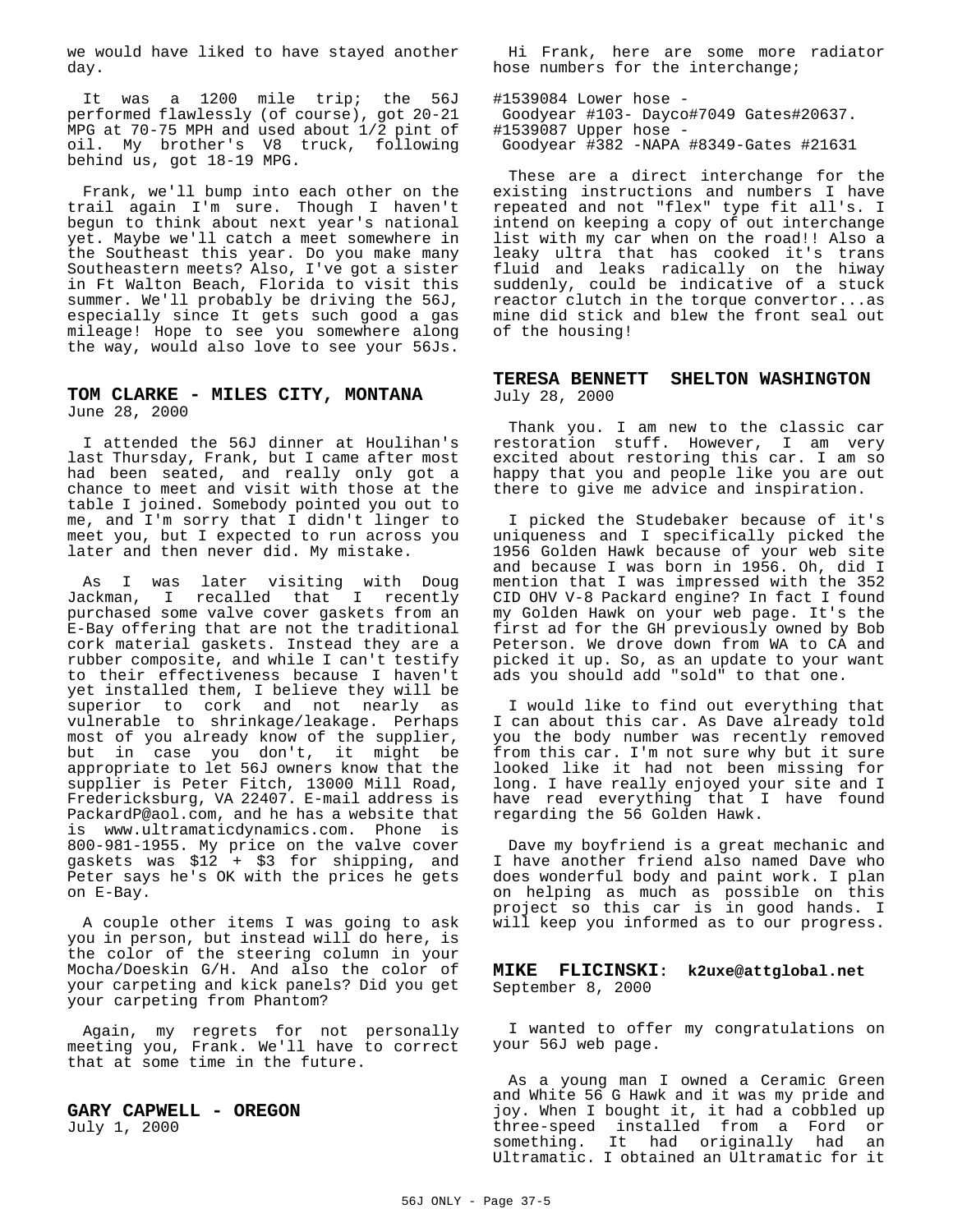we would have liked to have stayed another day.

It was a 1200 mile trip; the 56J performed flawlessly (of course), got 20-21 MPG at 70-75 MPH and used about 1/2 pint of oil. My brother's V8 truck, following behind us, got 18-19 MPG.

Frank, we'll bump into each other on the trail again I'm sure. Though I haven't begun to think about next year's national yet. Maybe we'll catch a meet somewhere in the Southeast this year. Do you make many Southeastern meets? Also, I've got a sister in Ft Walton Beach, Florida to visit this summer. We'll probably be driving the 56J, especially since It gets such good a gas mileage! Hope to see you somewhere along the way, would also love to see your 56Js.

### TOM CLARKE - MILES CITY, MONTANA
June 28, 2000

I attended the 56J dinner at Houlihan's last Thursday, Frank, but I came after most had been seated, and really only got a chance to meet and visit with those at the table I joined. Somebody pointed you out to me, and I'm sorry that I didn't linger to meet you, but I expected to run across you later and then never did. My mistake.

As I was later visiting with Doug Jackman, I recalled that I recently purchased some valve cover gaskets from an E-Bay offering that are not the traditional cork material gaskets. Instead they are a rubber composite, and while I can't testify to their effectiveness because I haven't yet installed them, I believe they will be superior to cork and not nearly as vulnerable to shrinkage/leakage. Perhaps most of you already know of the supplier, but in case you don't, it might be appropriate to let 56J owners know that the supplier is Peter Fitch, 13000 Mill Road, Fredericksburg, VA 22407. E-mail address is PackardP@aol.com, and he has a website that is www.ultramaticdynamics.com. Phone is 800-981-1955. My price on the valve cover gaskets was $12 + $3 for shipping, and Peter says he's OK with the prices he gets on E-Bay.

A couple other items I was going to ask you in person, but instead will do here, is the color of the steering column in your Mocha/Doeskin G/H. And also the color of your carpeting and kick panels? Did you get your carpeting from Phantom?

Again, my regrets for not personally meeting you, Frank. We'll have to correct that at some time in the future.

### GARY CAPWELL - OREGON
July 1, 2000

Hi Frank, here are some more radiator hose numbers for the interchange;

#1539084 Lower hose -
Goodyear #103- Dayco#7049 Gates#20637.
#1539087 Upper hose -
Goodyear #382 -NAPA #8349-Gates #21631

These are a direct interchange for the existing instructions and numbers I have repeated and not "flex" type fit all's. I intend on keeping a copy of out interchange list with my car when on the road!! Also a leaky ultra that has cooked it's trans fluid and leaks radically on the hiway suddenly, could be indicative of a stuck reactor clutch in the torque convertor...as mine did stick and blew the front seal out of the housing!

### TERESA BENNETT SHELTON WASHINGTON
July 28, 2000

Thank you. I am new to the classic car restoration stuff. However, I am very excited about restoring this car. I am so happy that you and people like you are out there to give me advice and inspiration.

I picked the Studebaker because of it's uniqueness and I specifically picked the 1956 Golden Hawk because of your web site and because I was born in 1956. Oh, did I mention that I was impressed with the 352 CID OHV V-8 Packard engine? In fact I found my Golden Hawk on your web page. It's the first ad for the GH previously owned by Bob Peterson. We drove down from WA to CA and picked it up. So, as an update to your want ads you should add "sold" to that one.

I would like to find out everything that I can about this car. As Dave already told you the body number was recently removed from this car. I'm not sure why but it sure looked like it had not been missing for long. I have really enjoyed your site and I have read everything that I have found regarding the 56 Golden Hawk.

Dave my boyfriend is a great mechanic and I have another friend also named Dave who does wonderful body and paint work. I plan on helping as much as possible on this project so this car is in good hands. I will keep you informed as to our progress.

### MIKE FLICINSKI: k2uxe@attglobal.net
September 8, 2000

I wanted to offer my congratulations on your 56J web page.

As a young man I owned a Ceramic Green and White 56 G Hawk and it was my pride and joy. When I bought it, it had a cobbled up three-speed installed from a Ford or something. It had originally had an Ultramatic. I obtained an Ultramatic for it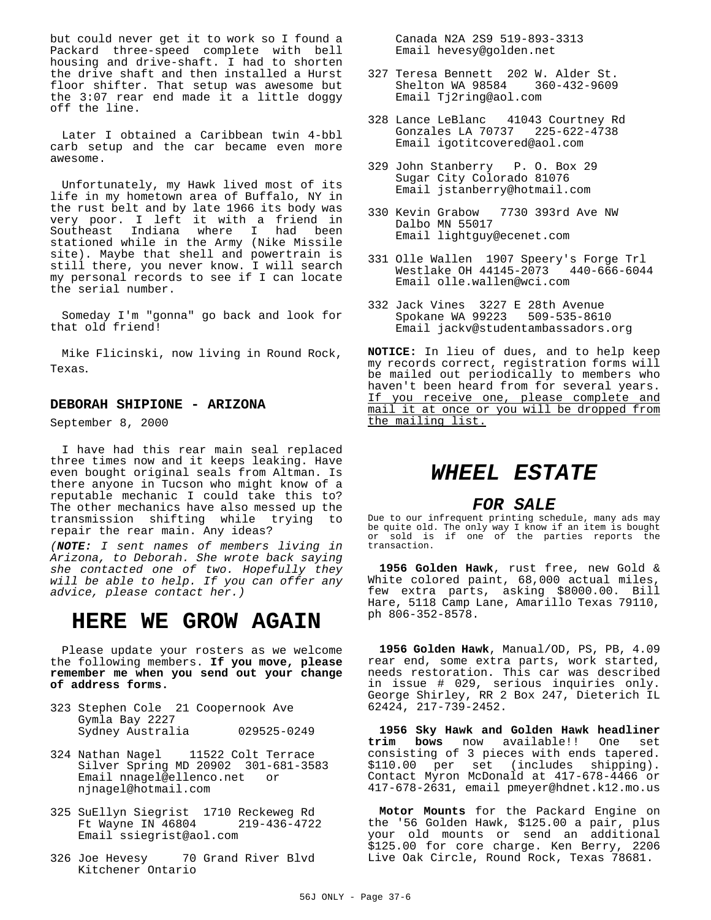but could never get it to work so I found a Packard three-speed complete with bell housing and drive-shaft. I had to shorten the drive shaft and then installed a Hurst floor shifter. That setup was awesome but the 3:07 rear end made it a little doggy off the line.

Later I obtained a Caribbean twin 4-bbl carb setup and the car became even more awesome.

Unfortunately, my Hawk lived most of its life in my hometown area of Buffalo, NY in the rust belt and by late 1966 its body was very poor. I left it with a friend in Southeast Indiana where I had been stationed while in the Army (Nike Missile site). Maybe that shell and powertrain is still there, you never know. I will search my personal records to see if I can locate the serial number.

Someday I'm "gonna" go back and look for that old friend!

Mike Flicinski, now living in Round Rock, Texas.

### DEBORAH SHIPIONE - ARIZONA

September 8, 2000

I have had this rear main seal replaced three times now and it keeps leaking. Have even bought original seals from Altman. Is there anyone in Tucson who might know of a reputable mechanic I could take this to? The other mechanics have also messed up the transmission shifting while trying to repair the rear main. Any ideas?

*(**NOTE:** I sent names of members living in Arizona, to Deborah. She wrote back saying she contacted one of two. Hopefully they will be able to help. If you can offer any advice, please contact her.)*

# HERE WE GROW AGAIN

Please update your rosters as we welcome the following members. **If you move, please remember me when you send out your change of address forms.**

323 Stephen Cole  21 Coopernook Ave
Gymla Bay 2227
Sydney Australia  029525-0249

324 Nathan Nagel  11522 Colt Terrace
Silver Spring MD 20902  301-681-3583
Email nnagel@ellenco.net or njnagel@hotmail.com

325 SuEllyn Siegrist  1710 Reckeweg Rd
Ft Wayne IN 46804  219-436-4722
Email ssiegrist@aol.com

326 Joe Hevesy  70 Grand River Blvd
Kitchener Ontario
Canada N2A 2S9 519-893-3313
Email hevesy@golden.net

327 Teresa Bennett  202 W. Alder St.
Shelton WA 98584  360-432-9609
Email Tj2ring@aol.com

328 Lance LeBlanc  41043 Courtney Rd
Gonzales LA 70737  225-622-4738
Email igotitcovered@aol.com

329 John Stanberry  P. O. Box 29
Sugar City Colorado 81076
Email jstanberry@hotmail.com

330 Kevin Grabow  7730 393rd Ave NW
Dalbo MN 55017
Email lightguy@ecenet.com

331 Olle Wallen  1907 Speery's Forge Trl
Westlake OH 44145-2073  440-666-6044
Email olle.wallen@wci.com

332 Jack Vines  3227 E 28th Avenue
Spokane WA 99223  509-535-8610
Email jackv@studentambassadors.org

**NOTICE:** In lieu of dues, and to help keep my records correct, registration forms will be mailed out periodically to members who haven't been heard from for several years. <u>If you receive one, please complete and mail it at once or you will be dropped from the mailing list.</u>

# *WHEEL ESTATE*

## *FOR SALE*

Due to our infrequent printing schedule, many ads may be quite old. The only way I know if an item is bought or sold is if one of the parties reports the transaction.

**1956 Golden Hawk**, rust free, new Gold & White colored paint, 68,000 actual miles, few extra parts, asking $8000.00. Bill Hare, 5118 Camp Lane, Amarillo Texas 79110, ph 806-352-8578.

**1956 Golden Hawk**, Manual/OD, PS, PB, 4.09 rear end, some extra parts, work started, needs restoration. This car was described in issue # 029, serious inquiries only. George Shirley, RR 2 Box 247, Dieterich IL 62424, 217-739-2452.

**1956 Sky Hawk and Golden Hawk headliner trim bows** now available!! One set consisting of 3 pieces with ends tapered. $110.00 per set (includes shipping). Contact Myron McDonald at 417-678-4466 or 417-678-2631, email pmeyer@hdnet.k12.mo.us

**Motor Mounts** for the Packard Engine on the '56 Golden Hawk, $125.00 a pair, plus your old mounts or send an additional $125.00 for core charge. Ken Berry, 2206 Live Oak Circle, Round Rock, Texas 78681.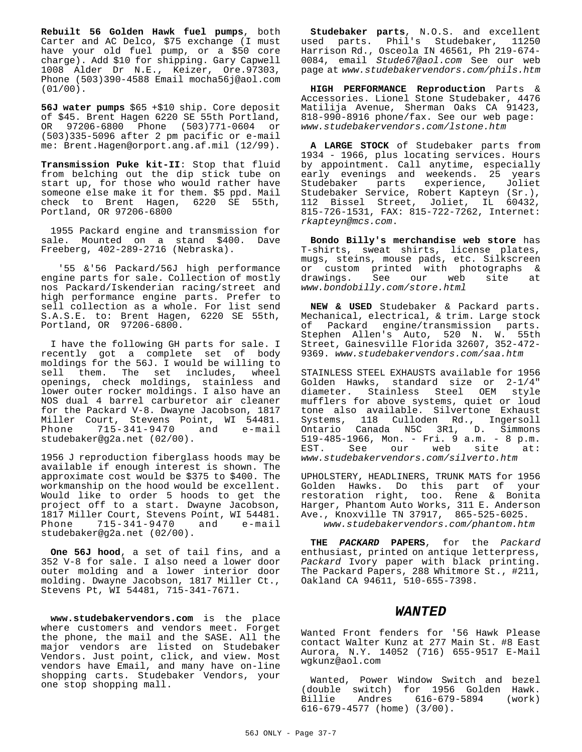**Rebuilt 56 Golden Hawk fuel pumps**, both Carter and AC Delco, $75 exchange (I must have your old fuel pump, or a $50 core charge). Add $10 for shipping. Gary Capwell 1008 Alder Dr N.E., Keizer, Ore.97303, Phone (503)390-4588 Email mocha56j@aol.com (01/00).

**56J water pumps** $65 +$10 ship. Core deposit of $45. Brent Hagen 6220 SE 55th Portland, OR 97206-6800 Phone (503)771-0604 or (503)335-5096 after 2 pm pacific or e-mail me: Brent.Hagen@orport.ang.af.mil (12/99).

**Transmission Puke kit-II**: Stop that fluid from belching out the dip stick tube on start up, for those who would rather have someone else make it for them. $5 ppd. Mail check to Brent Hagen, 6220 SE 55th, Portland, OR 97206-6800

1955 Packard engine and transmission for sale. Mounted on a stand $400. Dave Freeberg, 402-289-2716 (Nebraska).

'55 &'56 Packard/56J high performance engine parts for sale. Collection of mostly nos Packard/Iskenderian racing/street and high performance engine parts. Prefer to sell collection as a whole. For list send S.A.S.E. to: Brent Hagen, 6220 SE 55th, Portland, OR 97206-6800.

I have the following GH parts for sale. I recently got a complete set of body moldings for the 56J. I would be willing to sell them. The set includes, wheel openings, check moldings, stainless and lower outer rocker moldings. I also have an NOS dual 4 barrel carburetor air cleaner for the Packard V-8. Dwayne Jacobson, 1817 Miller Court, Stevens Point, WI 54481. Phone 715-341-9470 and e-mail studebaker@g2a.net (02/00).

1956 J reproduction fiberglass hoods may be available if enough interest is shown. The approximate cost would be $375 to $400. The workmanship on the hood would be excellent. Would like to order 5 hoods to get the project off to a start. Dwayne Jacobson, 1817 Miller Court, Stevens Point, WI 54481. Phone 715-341-9470 and e-mail studebaker@g2a.net (02/00).

**One 56J hood**, a set of tail fins, and a 352 V-8 for sale. I also need a lower door outer molding and a lower interior door molding. Dwayne Jacobson, 1817 Miller Ct., Stevens Pt, WI 54481, 715-341-7671.

**www.studebakervendors.com** is the place where customers and vendors meet. Forget the phone, the mail and the SASE. All the major vendors are listed on Studebaker Vendors. Just point, click, and view. Most vendors have Email, and many have on-line shopping carts. Studebaker Vendors, your one stop shopping mall.

**Studebaker parts**, N.O.S. and excellent used parts. Phil's Studebaker, 11250 Harrison Rd., Osceola IN 46561, Ph 219-674-0084, email *Stude67@aol.com* See our web page at *www.studebakervendors.com/phils.htm*

**HIGH PERFORMANCE Reproduction** Parts & Accessories. Lionel Stone Studebaker, 4476 Matilija Avenue, Sherman Oaks CA 91423, 818-990-8916 phone/fax. See our web page: *www.studebakervendors.com/lstone.htm*

**A LARGE STOCK** of Studebaker parts from 1934 - 1966, plus locating services. Hours by appointment. Call anytime, especially early evenings and weekends. 25 years Studebaker parts experience, Joliet Studebaker Service, Robert Kapteyn (Sr.), 112 Bissel Street, Joliet, IL 60432, 815-726-1531, FAX: 815-722-7262, Internet: *rkapteyn@mcs.com*.

**Bondo Billy's merchandise web store** has T-shirts, sweat shirts, license plates, mugs, steins, mouse pads, etc. Silkscreen or custom printed with photographs & drawings. See our web site at *www.bondobilly.com/store.html*

**NEW & USED** Studebaker & Packard parts. Mechanical, electrical, & trim. Large stock of Packard engine/transmission parts. Stephen Allen's Auto, 520 N. W. 55th Street, Gainesville Florida 32607, 352-472-9369. *www.studebakervendors.com/saa.htm*

STAINLESS STEEL EXHAUSTS available for 1956 Golden Hawks, standard size or 2-1/4" diameter. Stainless Steel OEM style mufflers for above systems, quiet or loud tone also available. Silvertone Exhaust Systems, 118 Culloden Rd., Ingersoll Ontario Canada N5C 3R1, D. Simmons 519-485-1966, Mon. - Fri. 9 a.m. - 8 p.m. EST. See our web site at: *www.studebakervendors.com/silverto.htm*

UPHOLSTERY, HEADLINERS, TRUNK MATS for 1956 Golden Hawks. Do this part of your restoration right, too. Rene & Bonita Harger, Phantom Auto Works, 311 E. Anderson Ave., Knoxville TN 37917, 865-525-6025. *www.studebakervendors.com/phantom.htm*

**THE *PACKARD* PAPERS**, for the *Packard* enthusiast, printed on antique letterpress, *Packard* Ivory paper with black printing. The Packard Papers, 288 Whitmore St., #211, Oakland CA 94611, 510-655-7398.

## *WANTED*

Wanted Front fenders for '56 Hawk Please contact Walter Kunz at 277 Main St. #8 East Aurora, N.Y. 14052 (716) 655-9517 E-Mail wgkunz@aol.com

Wanted, Power Window Switch and bezel (double switch) for 1956 Golden Hawk. Billie Andres 616-679-5894 (work) 616-679-4577 (home) (3/00).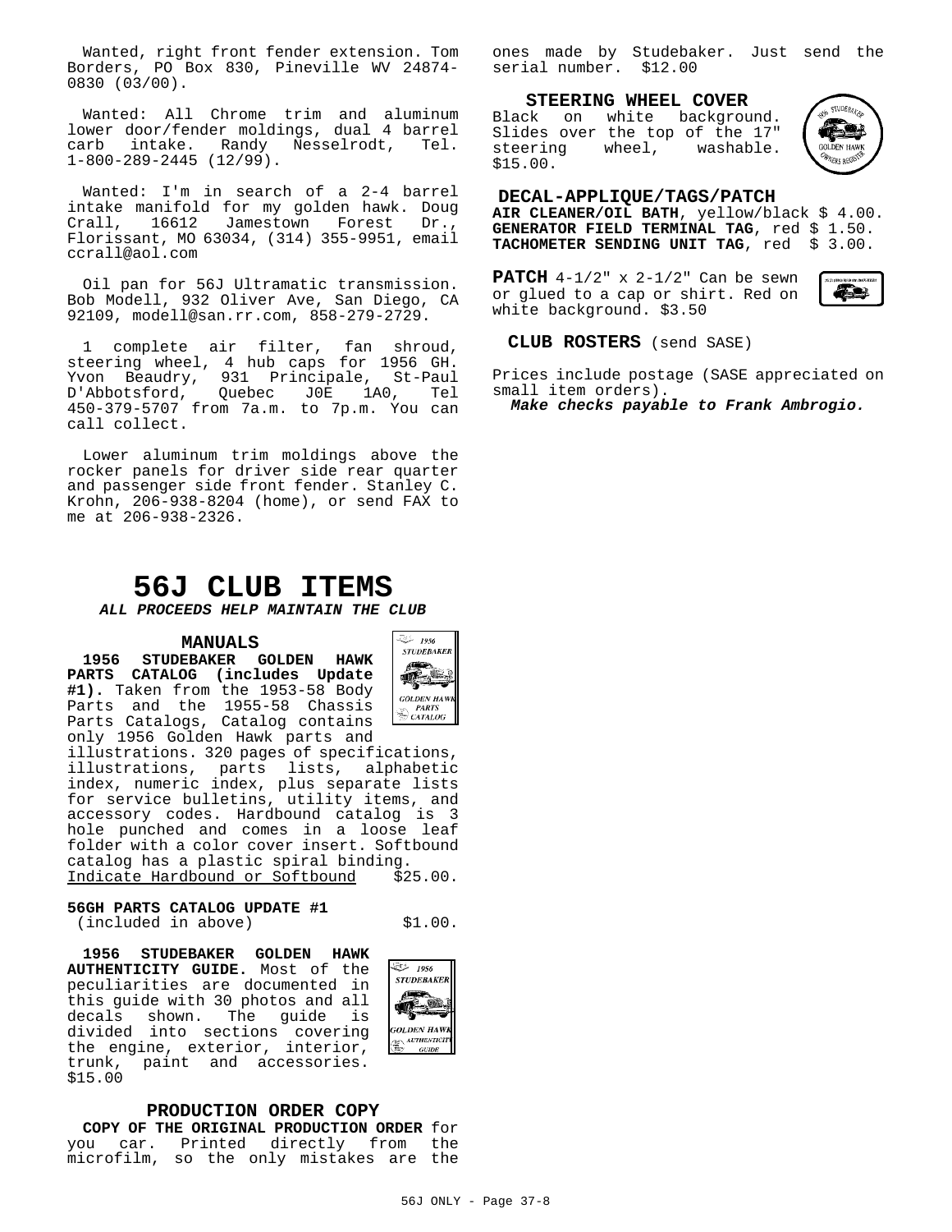Wanted, right front fender extension. Tom Borders, PO Box 830, Pineville WV 24874-0830 (03/00).

Wanted: All Chrome trim and aluminum lower door/fender moldings, dual 4 barrel carb intake. Randy Nesselrodt, Tel. 1-800-289-2445 (12/99).

Wanted: I'm in search of a 2-4 barrel intake manifold for my golden hawk. Doug Crall, 16612 Jamestown Forest Dr., Florissant, MO 63034, (314) 355-9951, email ccrall@aol.com

Oil pan for 56J Ultramatic transmission. Bob Modell, 932 Oliver Ave, San Diego, CA 92109, modell@san.rr.com, 858-279-2729.

1 complete air filter, fan shroud, steering wheel, 4 hub caps for 1956 GH. Yvon Beaudry, 931 Principale, St-Paul D'Abbotsford, Quebec J0E 1A0, Tel 450-379-5707 from 7a.m. to 7p.m. You can call collect.

Lower aluminum trim moldings above the rocker panels for driver side rear quarter and passenger side front fender. Stanley C. Krohn, 206-938-8204 (home), or send FAX to me at 206-938-2326.

# 56J CLUB ITEMS

***ALL PROCEEDS HELP MAINTAIN THE CLUB***

### MANUALS

**1956 STUDEBAKER GOLDEN HAWK PARTS CATALOG (includes Update #1).** Taken from the 1953-58 Body Parts and the 1955-58 Chassis Parts Catalogs, Catalog contains only 1956 Golden Hawk parts and illustrations. 320 pages of specifications, illustrations, parts lists, alphabetic index, numeric index, plus separate lists for service bulletins, utility items, and accessory codes. Hardbound catalog is 3 hole punched and comes in a loose leaf folder with a color cover insert. Softbound catalog has a plastic spiral binding.
<u>Indicate Hardbound or Softbound</u> $25.00.

**56GH PARTS CATALOG UPDATE #1**
(included in above) $1.00.

**1956 STUDEBAKER GOLDEN HAWK AUTHENTICITY GUIDE.** Most of the peculiarities are documented in this guide with 30 photos and all decals shown. The guide is divided into sections covering the engine, exterior, interior, trunk, paint and accessories. $15.00

### PRODUCTION ORDER COPY

**COPY OF THE ORIGINAL PRODUCTION ORDER** for you car. Printed directly from the microfilm, so the only mistakes are the ones made by Studebaker. Just send the serial number. $12.00

### STEERING WHEEL COVER

Black on white background. Slides over the top of the 17" steering wheel, washable. $15.00.

### DECAL-APPLIQUE/TAGS/PATCH

**AIR CLEANER/OIL BATH**, yellow/black $ 4.00.
**GENERATOR FIELD TERMINAL TAG**, red $ 1.50.
**TACHOMETER SENDING UNIT TAG**, red $ 3.00.

**PATCH** 4-1/2" x 2-1/2" Can be sewn or glued to a cap or shirt. Red on white background. $3.50

**CLUB ROSTERS** (send SASE)

Prices include postage (SASE appreciated on small item orders).
***Make checks payable to Frank Ambrogio.***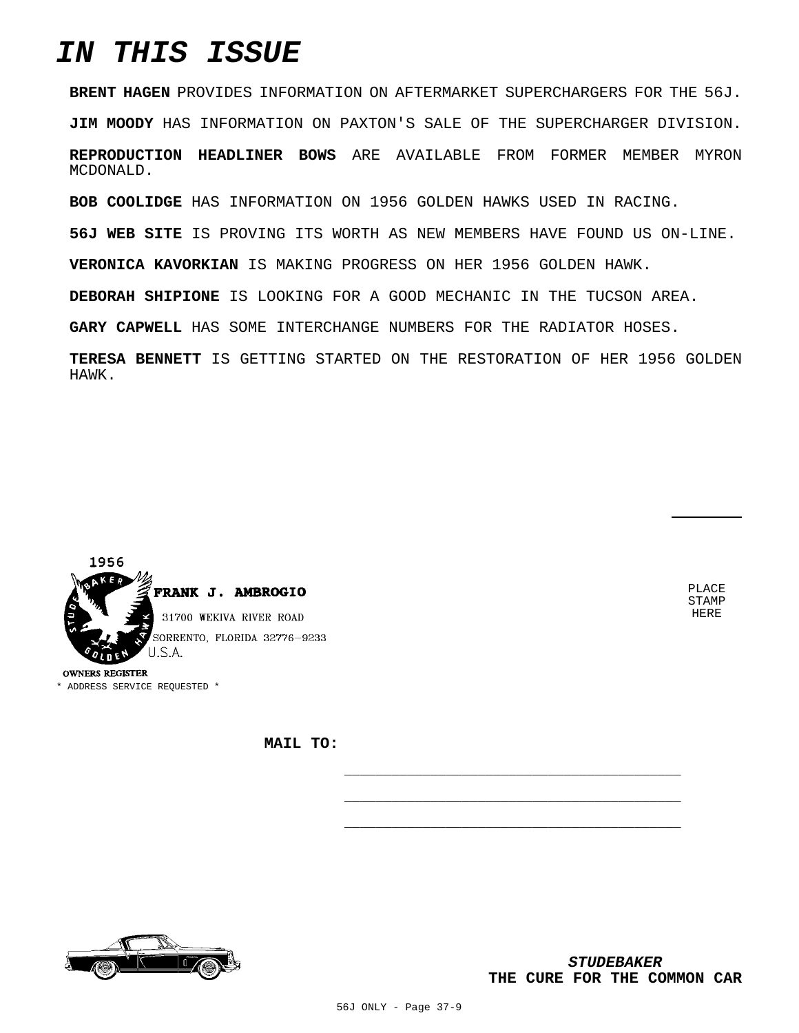# *IN THIS ISSUE*

**BRENT HAGEN** PROVIDES INFORMATION ON AFTERMARKET SUPERCHARGERS FOR THE 56J.

**JIM MOODY** HAS INFORMATION ON PAXTON'S SALE OF THE SUPERCHARGER DIVISION.

**REPRODUCTION HEADLINER BOWS** ARE AVAILABLE FROM FORMER MEMBER MYRON MCDONALD.

**BOB COOLIDGE** HAS INFORMATION ON 1956 GOLDEN HAWKS USED IN RACING.

**56J WEB SITE** IS PROVING ITS WORTH AS NEW MEMBERS HAVE FOUND US ON-LINE.

**VERONICA KAVORKIAN** IS MAKING PROGRESS ON HER 1956 GOLDEN HAWK.

**DEBORAH SHIPIONE** IS LOOKING FOR A GOOD MECHANIC IN THE TUCSON AREA.

**GARY CAPWELL** HAS SOME INTERCHANGE NUMBERS FOR THE RADIATOR HOSES.

**TERESA BENNETT** IS GETTING STARTED ON THE RESTORATION OF HER 1956 GOLDEN HAWK.

1956 STUDEBAKER GOLDEN HAWK OWNERS REGISTER

**FRANK J. AMBROGIO**
31700 WEKIVA RIVER ROAD
SORRENTO, FLORIDA 32776-9233
U.S.A.

\* ADDRESS SERVICE REQUESTED \*

PLACE
STAMP
HERE

**MAIL TO:**

\_\_\_\_\_\_\_\_\_\_\_\_\_\_\_\_\_\_\_\_\_\_\_\_\_\_\_\_\_\_\_\_\_\_\_\_\_\_\_\_

\_\_\_\_\_\_\_\_\_\_\_\_\_\_\_\_\_\_\_\_\_\_\_\_\_\_\_\_\_\_\_\_\_\_\_\_\_\_\_\_

\_\_\_\_\_\_\_\_\_\_\_\_\_\_\_\_\_\_\_\_\_\_\_\_\_\_\_\_\_\_\_\_\_\_\_\_\_\_\_\_

***STUDEBAKER***
**THE CURE FOR THE COMMON CAR**